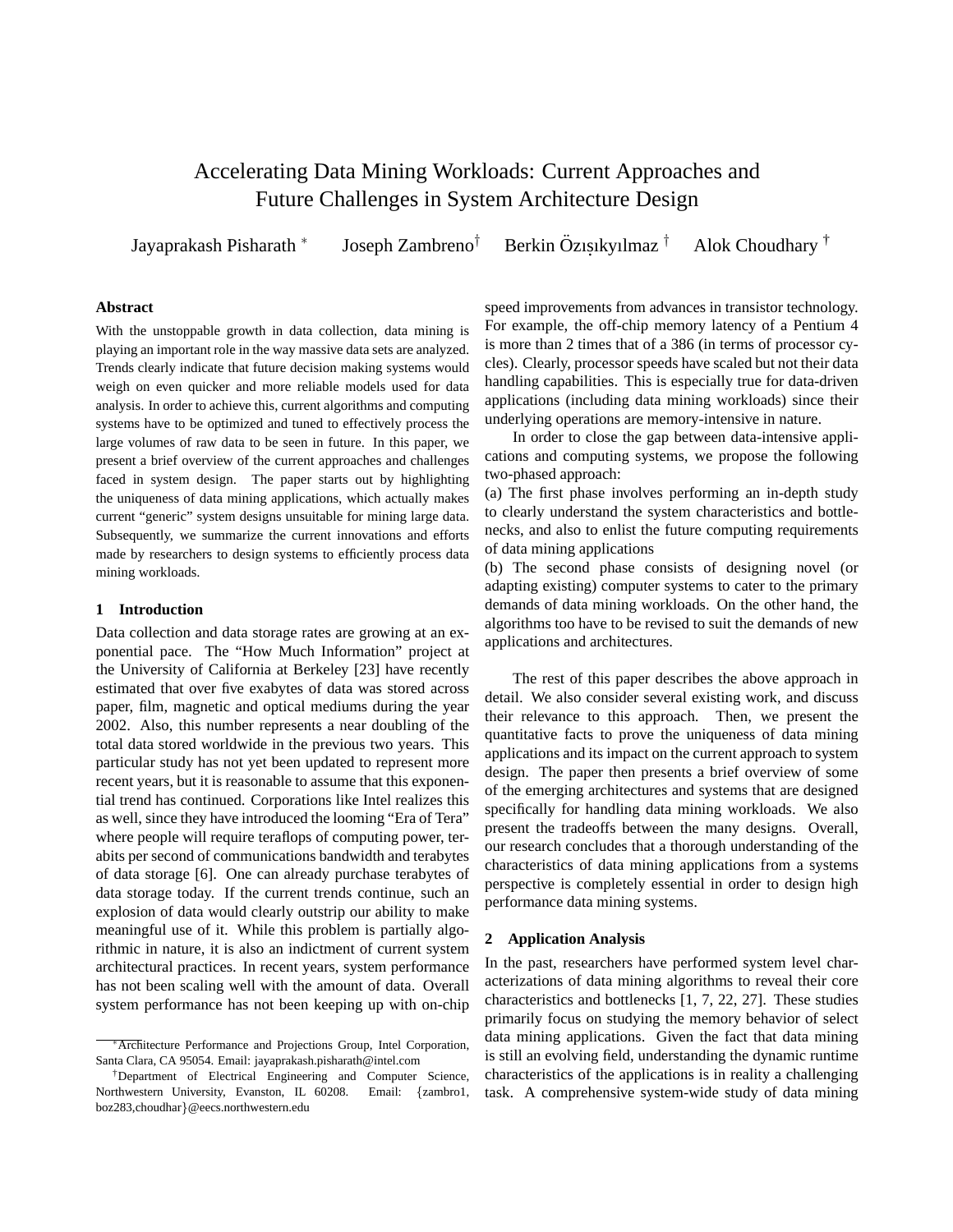# Accelerating Data Mining Workloads: Current Approaches and Future Challenges in System Architecture Design

Jayaprakash Pisharath [*] Joseph Zambreno[†] Berkin Özışıkyılmaz [†] Alok Choudhary [†]

### Abstract

With the unstoppable growth in data collection, data mining is playing an important role in the way massive data sets are analyzed. Trends clearly indicate that future decision making systems would weigh on even quicker and more reliable models used for data analysis. In order to achieve this, current algorithms and computing systems have to be optimized and tuned to effectively process the large volumes of raw data to be seen in future. In this paper, we present a brief overview of the current approaches and challenges faced in system design. The paper starts out by highlighting the uniqueness of data mining applications, which actually makes current "generic" system designs unsuitable for mining large data. Subsequently, we summarize the current innovations and efforts made by researchers to design systems to efficiently process data mining workloads.

## 1 Introduction

Data collection and data storage rates are growing at an exponential pace. The "How Much Information" project at the University of California at Berkeley [23] have recently estimated that over five exabytes of data was stored across paper, film, magnetic and optical mediums during the year 2002. Also, this number represents a near doubling of the total data stored worldwide in the previous two years. This particular study has not yet been updated to represent more recent years, but it is reasonable to assume that this exponential trend has continued. Corporations like Intel realizes this as well, since they have introduced the looming "Era of Tera" where people will require teraflops of computing power, terabits per second of communications bandwidth and terabytes of data storage [6]. One can already purchase terabytes of data storage today. If the current trends continue, such an explosion of data would clearly outstrip our ability to make meaningful use of it. While this problem is partially algorithmic in nature, it is also an indictment of current system architectural practices. In recent years, system performance has not been scaling well with the amount of data. Overall system performance has not been keeping up with on-chip speed improvements from advances in transistor technology. For example, the off-chip memory latency of a Pentium 4 is more than 2 times that of a 386 (in terms of processor cycles). Clearly, processor speeds have scaled but not their data handling capabilities. This is especially true for data-driven applications (including data mining workloads) since their underlying operations are memory-intensive in nature.

In order to close the gap between data-intensive applications and computing systems, we propose the following two-phased approach:

(a) The first phase involves performing an in-depth study to clearly understand the system characteristics and bottlenecks, and also to enlist the future computing requirements of data mining applications

(b) The second phase consists of designing novel (or adapting existing) computer systems to cater to the primary demands of data mining workloads. On the other hand, the algorithms too have to be revised to suit the demands of new applications and architectures.

The rest of this paper describes the above approach in detail. We also consider several existing work, and discuss their relevance to this approach. Then, we present the quantitative facts to prove the uniqueness of data mining applications and its impact on the current approach to system design. The paper then presents a brief overview of some of the emerging architectures and systems that are designed specifically for handling data mining workloads. We also present the tradeoffs between the many designs. Overall, our research concludes that a thorough understanding of the characteristics of data mining applications from a systems perspective is completely essential in order to design high performance data mining systems.

## 2 Application Analysis

In the past, researchers have performed system level characterizations of data mining algorithms to reveal their core characteristics and bottlenecks [1, 7, 22, 27]. These studies primarily focus on studying the memory behavior of select data mining applications. Given the fact that data mining is still an evolving field, understanding the dynamic runtime characteristics of the applications is in reality a challenging task. A comprehensive system-wide study of data mining

---

[*] Architecture Performance and Projections Group, Intel Corporation, Santa Clara, CA 95054. Email: jayaprakash.pisharath@intel.com

[†] Department of Electrical Engineering and Computer Science, Northwestern University, Evanston, IL 60208. Email: {zambro1, boz283,choudhar}@eecs.northwestern.edu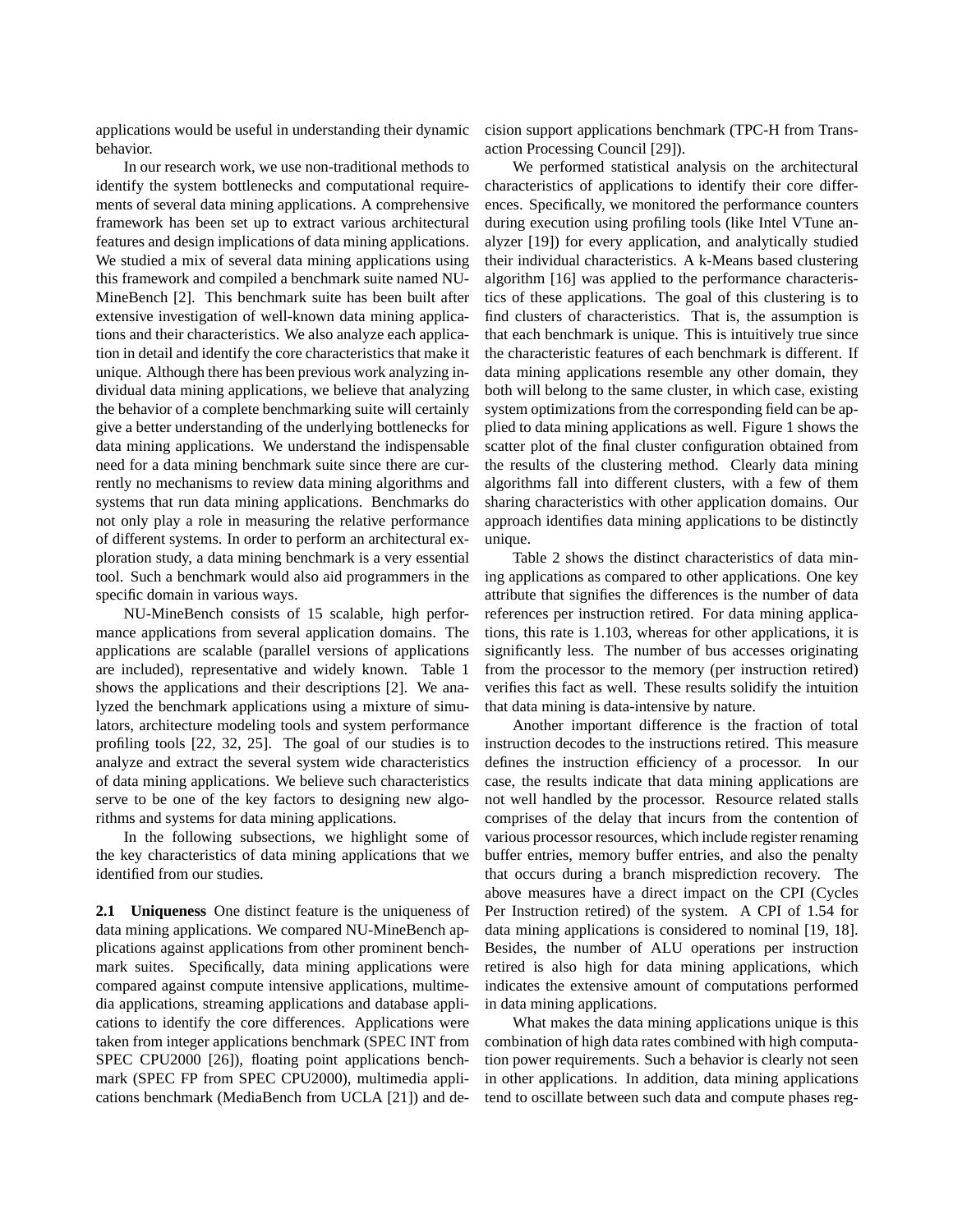applications would be useful in understanding their dynamic behavior.

In our research work, we use non-traditional methods to identify the system bottlenecks and computational requirements of several data mining applications. A comprehensive framework has been set up to extract various architectural features and design implications of data mining applications. We studied a mix of several data mining applications using this framework and compiled a benchmark suite named NU-MineBench [2]. This benchmark suite has been built after extensive investigation of well-known data mining applications and their characteristics. We also analyze each application in detail and identify the core characteristics that make it unique. Although there has been previous work analyzing individual data mining applications, we believe that analyzing the behavior of a complete benchmarking suite will certainly give a better understanding of the underlying bottlenecks for data mining applications. We understand the indispensable need for a data mining benchmark suite since there are currently no mechanisms to review data mining algorithms and systems that run data mining applications. Benchmarks do not only play a role in measuring the relative performance of different systems. In order to perform an architectural exploration study, a data mining benchmark is a very essential tool. Such a benchmark would also aid programmers in the specific domain in various ways.

NU-MineBench consists of 15 scalable, high performance applications from several application domains. The applications are scalable (parallel versions of applications are included), representative and widely known. Table 1 shows the applications and their descriptions [2]. We analyzed the benchmark applications using a mixture of simulators, architecture modeling tools and system performance profiling tools [22, 32, 25]. The goal of our studies is to analyze and extract the several system wide characteristics of data mining applications. We believe such characteristics serve to be one of the key factors to designing new algorithms and systems for data mining applications.

In the following subsections, we highlight some of the key characteristics of data mining applications that we identified from our studies.

**2.1 Uniqueness** One distinct feature is the uniqueness of data mining applications. We compared NU-MineBench applications against applications from other prominent benchmark suites. Specifically, data mining applications were compared against compute intensive applications, multimedia applications, streaming applications and database applications to identify the core differences. Applications were taken from integer applications benchmark (SPEC INT from SPEC CPU2000 [26]), floating point applications benchmark (SPEC FP from SPEC CPU2000), multimedia applications benchmark (MediaBench from UCLA [21]) and decision support applications benchmark (TPC-H from Transaction Processing Council [29]).

We performed statistical analysis on the architectural characteristics of applications to identify their core differences. Specifically, we monitored the performance counters during execution using profiling tools (like Intel VTune analyzer [19]) for every application, and analytically studied their individual characteristics. A k-Means based clustering algorithm [16] was applied to the performance characteristics of these applications. The goal of this clustering is to find clusters of characteristics. That is, the assumption is that each benchmark is unique. This is intuitively true since the characteristic features of each benchmark is different. If data mining applications resemble any other domain, they both will belong to the same cluster, in which case, existing system optimizations from the corresponding field can be applied to data mining applications as well. Figure 1 shows the scatter plot of the final cluster configuration obtained from the results of the clustering method. Clearly data mining algorithms fall into different clusters, with a few of them sharing characteristics with other application domains. Our approach identifies data mining applications to be distinctly unique.

Table 2 shows the distinct characteristics of data mining applications as compared to other applications. One key attribute that signifies the differences is the number of data references per instruction retired. For data mining applications, this rate is 1.103, whereas for other applications, it is significantly less. The number of bus accesses originating from the processor to the memory (per instruction retired) verifies this fact as well. These results solidify the intuition that data mining is data-intensive by nature.

Another important difference is the fraction of total instruction decodes to the instructions retired. This measure defines the instruction efficiency of a processor. In our case, the results indicate that data mining applications are not well handled by the processor. Resource related stalls comprises of the delay that incurs from the contention of various processor resources, which include register renaming buffer entries, memory buffer entries, and also the penalty that occurs during a branch misprediction recovery. The above measures have a direct impact on the CPI (Cycles Per Instruction retired) of the system. A CPI of 1.54 for data mining applications is considered to nominal [19, 18]. Besides, the number of ALU operations per instruction retired is also high for data mining applications, which indicates the extensive amount of computations performed in data mining applications.

What makes the data mining applications unique is this combination of high data rates combined with high computation power requirements. Such a behavior is clearly not seen in other applications. In addition, data mining applications tend to oscillate between such data and compute phases reg-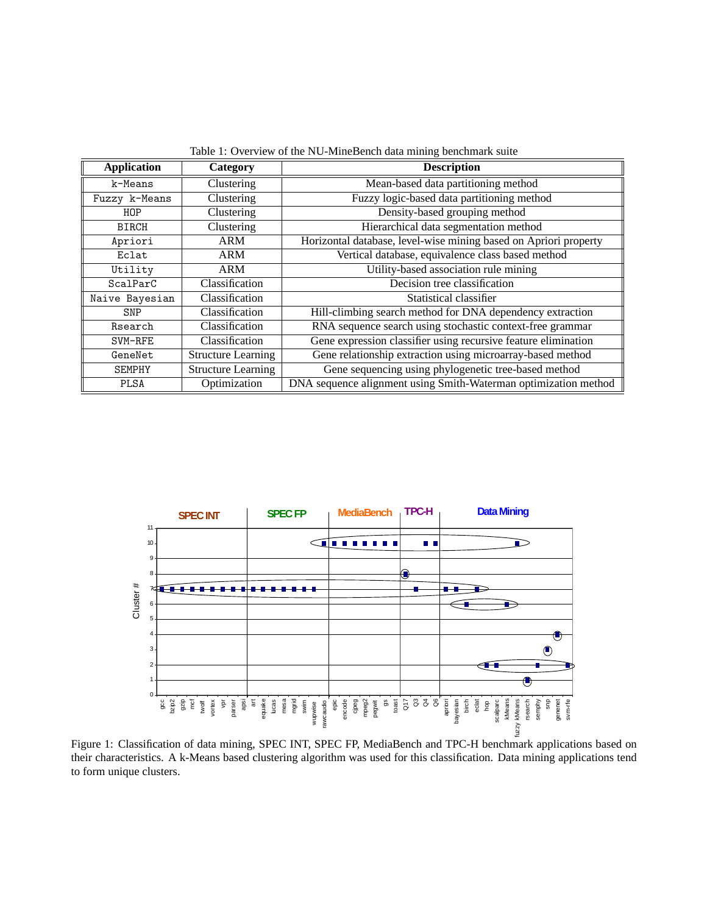Table 1: Overview of the NU-MineBench data mining benchmark suite

| Application | Category | Description |
|---|---|---|
| `k-Means` | Clustering | Mean-based data partitioning method |
| `Fuzzy k-Means` | Clustering | Fuzzy logic-based data partitioning method |
| `HOP` | Clustering | Density-based grouping method |
| `BIRCH` | Clustering | Hierarchical data segmentation method |
| `Apriori` | ARM | Horizontal database, level-wise mining based on Apriori property |
| `Eclat` | ARM | Vertical database, equivalence class based method |
| `Utility` | ARM | Utility-based association rule mining |
| `ScalParC` | Classification | Decision tree classification |
| `Naive Bayesian` | Classification | Statistical classifier |
| `SNP` | Classification | Hill-climbing search method for DNA dependency extraction |
| `Rsearch` | Classification | RNA sequence search using stochastic context-free grammar |
| `SVM-RFE` | Classification | Gene expression classifier using recursive feature elimination |
| `GeneNet` | Structure Learning | Gene relationship extraction using microarray-based method |
| `SEMPHY` | Structure Learning | Gene sequencing using phylogenetic tree-based method |
| `PLSA` | Optimization | DNA sequence alignment using Smith-Waterman optimization method |

Figure 1: Classification of data mining, SPEC INT, SPEC FP, MediaBench and TPC-H benchmark applications based on their characteristics. A k-Means based clustering algorithm was used for this classification. Data mining applications tend to form unique clusters.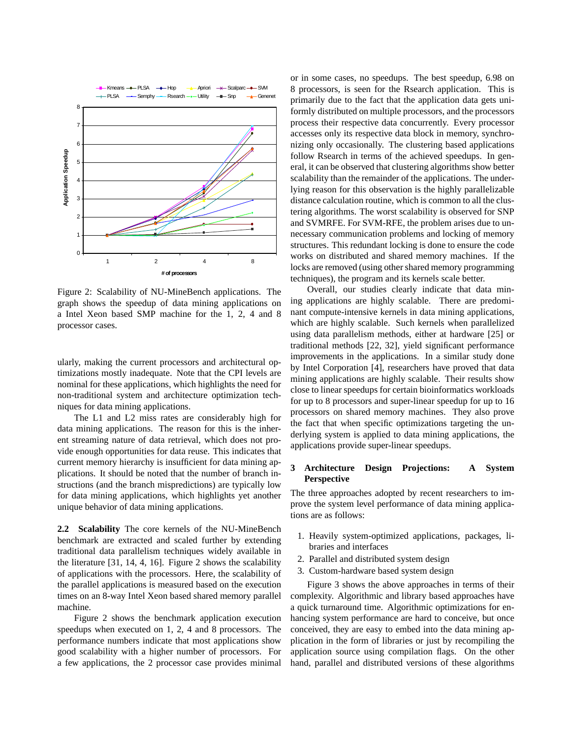Figure 2: Scalability of NU-MineBench applications. The graph shows the speedup of data mining applications on a Intel Xeon based SMP machine for the 1, 2, 4 and 8 processor cases.

ularly, making the current processors and architectural optimizations mostly inadequate. Note that the CPI levels are nominal for these applications, which highlights the need for non-traditional system and architecture optimization techniques for data mining applications.

The L1 and L2 miss rates are considerably high for data mining applications. The reason for this is the inherent streaming nature of data retrieval, which does not provide enough opportunities for data reuse. This indicates that current memory hierarchy is insufficient for data mining applications. It should be noted that the number of branch instructions (and the branch mispredictions) are typically low for data mining applications, which highlights yet another unique behavior of data mining applications.

**2.2 Scalability** The core kernels of the NU-MineBench benchmark are extracted and scaled further by extending traditional data parallelism techniques widely available in the literature [31, 14, 4, 16]. Figure 2 shows the scalability of applications with the processors. Here, the scalability of the parallel applications is measured based on the execution times on an 8-way Intel Xeon based shared memory parallel machine.

Figure 2 shows the benchmark application execution speedups when executed on 1, 2, 4 and 8 processors. The performance numbers indicate that most applications show good scalability with a higher number of processors. For a few applications, the 2 processor case provides minimal or in some cases, no speedups. The best speedup, 6.98 on 8 processors, is seen for the Rsearch application. This is primarily due to the fact that the application data gets uniformly distributed on multiple processors, and the processors process their respective data concurrently. Every processor accesses only its respective data block in memory, synchronizing only occasionally. The clustering based applications follow Rsearch in terms of the achieved speedups. In general, it can be observed that clustering algorithms show better scalability than the remainder of the applications. The underlying reason for this observation is the highly parallelizable distance calculation routine, which is common to all the clustering algorithms. The worst scalability is observed for SNP and SVMRFE. For SVM-RFE, the problem arises due to unnecessary communication problems and locking of memory structures. This redundant locking is done to ensure the code works on distributed and shared memory machines. If the locks are removed (using other shared memory programming techniques), the program and its kernels scale better.

Overall, our studies clearly indicate that data mining applications are highly scalable. There are predominant compute-intensive kernels in data mining applications, which are highly scalable. Such kernels when parallelized using data parallelism methods, either at hardware [25] or traditional methods [22, 32], yield significant performance improvements in the applications. In a similar study done by Intel Corporation [4], researchers have proved that data mining applications are highly scalable. Their results show close to linear speedups for certain bioinformatics workloads for up to 8 processors and super-linear speedup for up to 16 processors on shared memory machines. They also prove the fact that when specific optimizations targeting the underlying system is applied to data mining applications, the applications provide super-linear speedups.

## 3 Architecture Design Projections: A System Perspective

The three approaches adopted by recent researchers to improve the system level performance of data mining applications are as follows:

1. Heavily system-optimized applications, packages, libraries and interfaces
2. Parallel and distributed system design
3. Custom-hardware based system design

Figure 3 shows the above approaches in terms of their complexity. Algorithmic and library based approaches have a quick turnaround time. Algorithmic optimizations for enhancing system performance are hard to conceive, but once conceived, they are easy to embed into the data mining application in the form of libraries or just by recompiling the application source using compilation flags. On the other hand, parallel and distributed versions of these algorithms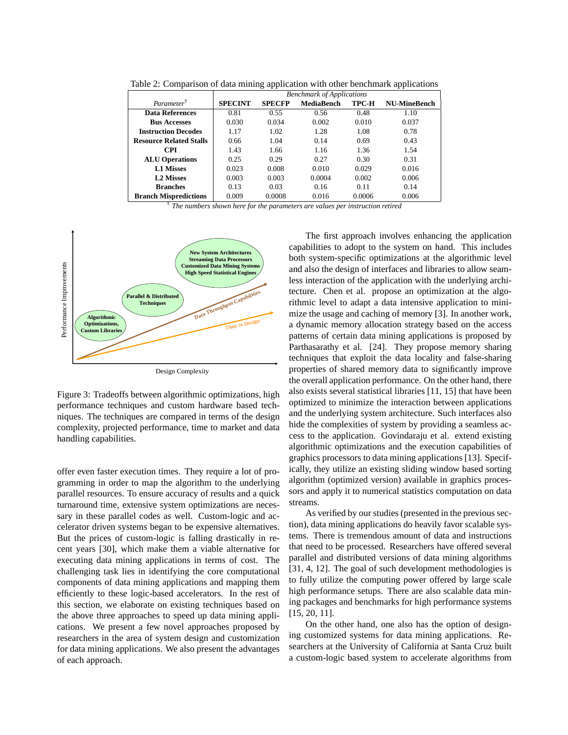Table 2: Comparison of data mining application with other benchmark applications

| Parameter† | Benchmark of Applications | | | | |
|---|---|---|---|---|---|
| | **SPECINT** | **SPECFP** | **MediaBench** | **TPC-H** | **NU-MineBench** |
| **Data References** | 0.81 | 0.55 | 0.56 | 0.48 | 1.10 |
| **Bus Accesses** | 0.030 | 0.034 | 0.002 | 0.010 | 0.037 |
| **Instruction Decodes** | 1.17 | 1.02 | 1.28 | 1.08 | 0.78 |
| **Resource Related Stalls** | 0.66 | 1.04 | 0.14 | 0.69 | 0.43 |
| **CPI** | 1.43 | 1.66 | 1.16 | 1.36 | 1.54 |
| **ALU Operations** | 0.25 | 0.29 | 0.27 | 0.30 | 0.31 |
| **L1 Misses** | 0.023 | 0.008 | 0.010 | 0.029 | 0.016 |
| **L2 Misses** | 0.003 | 0.003 | 0.0004 | 0.002 | 0.006 |
| **Branches** | 0.13 | 0.03 | 0.16 | 0.11 | 0.14 |
| **Branch Mispredictions** | 0.009 | 0.0008 | 0.016 | 0.0006 | 0.006 |

† *The numbers shown here for the parameters are values per instruction retired*

Figure 3: Tradeoffs between algorithmic optimizations, high performance techniques and custom hardware based techniques. The techniques are compared in terms of the design complexity, projected performance, time to market and data handling capabilities.

offer even faster execution times. They require a lot of programming in order to map the algorithm to the underlying parallel resources. To ensure accuracy of results and a quick turnaround time, extensive system optimizations are necessary in these parallel codes as well. Custom-logic and accelerator driven systems began to be expensive alternatives. But the prices of custom-logic is falling drastically in recent years [30], which make them a viable alternative for executing data mining applications in terms of cost. The challenging task lies in identifying the core computational components of data mining applications and mapping them efficiently to these logic-based accelerators. In the rest of this section, we elaborate on existing techniques based on the above three approaches to speed up data mining applications. We present a few novel approaches proposed by researchers in the area of system design and customization for data mining applications. We also present the advantages of each approach.

The first approach involves enhancing the application capabilities to adopt to the system on hand. This includes both system-specific optimizations at the algorithmic level and also the design of interfaces and libraries to allow seamless interaction of the application with the underlying architecture. Chen et al. propose an optimization at the algorithmic level to adapt a data intensive application to minimize the usage and caching of memory [3]. In another work, a dynamic memory allocation strategy based on the access patterns of certain data mining applications is proposed by Parthasarathy et al. [24]. They propose memory sharing techniques that exploit the data locality and false-sharing properties of shared memory data to significantly improve the overall application performance. On the other hand, there also exists several statistical libraries [11, 15] that have been optimized to minimize the interaction between applications and the underlying system architecture. Such interfaces also hide the complexities of system by providing a seamless access to the application. Govindaraju et al. extend existing algorithmic optimizations and the execution capabilities of graphics processors to data mining applications [13]. Specifically, they utilize an existing sliding window based sorting algorithm (optimized version) available in graphics processors and apply it to numerical statistics computation on data streams.

As verified by our studies (presented in the previous section), data mining applications do heavily favor scalable systems. There is tremendous amount of data and instructions that need to be processed. Researchers have offered several parallel and distributed versions of data mining algorithms [31, 4, 12]. The goal of such development methodologies is to fully utilize the computing power offered by large scale high performance setups. There are also scalable data mining packages and benchmarks for high performance systems [15, 20, 11].

On the other hand, one also has the option of designing customized systems for data mining applications. Researchers at the University of California at Santa Cruz built a custom-logic based system to accelerate algorithms from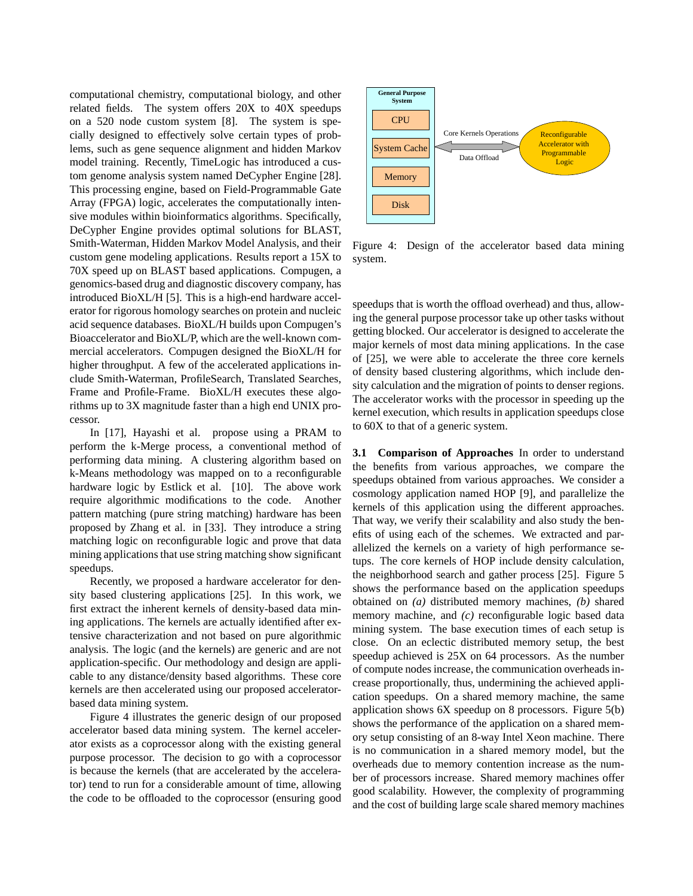computational chemistry, computational biology, and other related fields. The system offers 20X to 40X speedups on a 520 node custom system [8]. The system is specially designed to effectively solve certain types of problems, such as gene sequence alignment and hidden Markov model training. Recently, TimeLogic has introduced a custom genome analysis system named DeCypher Engine [28]. This processing engine, based on Field-Programmable Gate Array (FPGA) logic, accelerates the computationally intensive modules within bioinformatics algorithms. Specifically, DeCypher Engine provides optimal solutions for BLAST, Smith-Waterman, Hidden Markov Model Analysis, and their custom gene modeling applications. Results report a 15X to 70X speed up on BLAST based applications. Compugen, a genomics-based drug and diagnostic discovery company, has introduced BioXL/H [5]. This is a high-end hardware accelerator for rigorous homology searches on protein and nucleic acid sequence databases. BioXL/H builds upon Compugen's Bioaccelerator and BioXL/P, which are the well-known commercial accelerators. Compugen designed the BioXL/H for higher throughput. A few of the accelerated applications include Smith-Waterman, ProfileSearch, Translated Searches, Frame and Profile-Frame. BioXL/H executes these algorithms up to 3X magnitude faster than a high end UNIX processor.

In [17], Hayashi et al. propose using a PRAM to perform the k-Merge process, a conventional method of performing data mining. A clustering algorithm based on k-Means methodology was mapped on to a reconfigurable hardware logic by Estlick et al. [10]. The above work require algorithmic modifications to the code. Another pattern matching (pure string matching) hardware has been proposed by Zhang et al. in [33]. They introduce a string matching logic on reconfigurable logic and prove that data mining applications that use string matching show significant speedups.

Recently, we proposed a hardware accelerator for density based clustering applications [25]. In this work, we first extract the inherent kernels of density-based data mining applications. The kernels are actually identified after extensive characterization and not based on pure algorithmic analysis. The logic (and the kernels) are generic and are not application-specific. Our methodology and design are applicable to any distance/density based algorithms. These core kernels are then accelerated using our proposed accelerator-based data mining system.

Figure 4 illustrates the generic design of our proposed accelerator based data mining system. The kernel accelerator exists as a coprocessor along with the existing general purpose processor. The decision to go with a coprocessor is because the kernels (that are accelerated by the accelerator) tend to run for a considerable amount of time, allowing the code to be offloaded to the coprocessor (ensuring good

General Purpose System: CPU, System Cache, Memory, Disk — Core Kernels Operations / Data Offload — Reconfigurable Accelerator with Programmable Logic

Figure 4: Design of the accelerator based data mining system.

speedups that is worth the offload overhead) and thus, allowing the general purpose processor take up other tasks without getting blocked. Our accelerator is designed to accelerate the major kernels of most data mining applications. In the case of [25], we were able to accelerate the three core kernels of density based clustering algorithms, which include density calculation and the migration of points to denser regions. The accelerator works with the processor in speeding up the kernel execution, which results in application speedups close to 60X to that of a generic system.

**3.1 Comparison of Approaches** In order to understand the benefits from various approaches, we compare the speedups obtained from various approaches. We consider a cosmology application named HOP [9], and parallelize the kernels of this application using the different approaches. That way, we verify their scalability and also study the benefits of using each of the schemes. We extracted and parallelized the kernels on a variety of high performance setups. The core kernels of HOP include density calculation, the neighborhood search and gather process [25]. Figure 5 shows the performance based on the application speedups obtained on *(a)* distributed memory machines, *(b)* shared memory machine, and *(c)* reconfigurable logic based data mining system. The base execution times of each setup is close. On an eclectic distributed memory setup, the best speedup achieved is 25X on 64 processors. As the number of compute nodes increase, the communication overheads increase proportionally, thus, undermining the achieved application speedups. On a shared memory machine, the same application shows 6X speedup on 8 processors. Figure 5(b) shows the performance of the application on a shared memory setup consisting of an 8-way Intel Xeon machine. There is no communication in a shared memory model, but the overheads due to memory contention increase as the number of processors increase. Shared memory machines offer good scalability. However, the complexity of programming and the cost of building large scale shared memory machines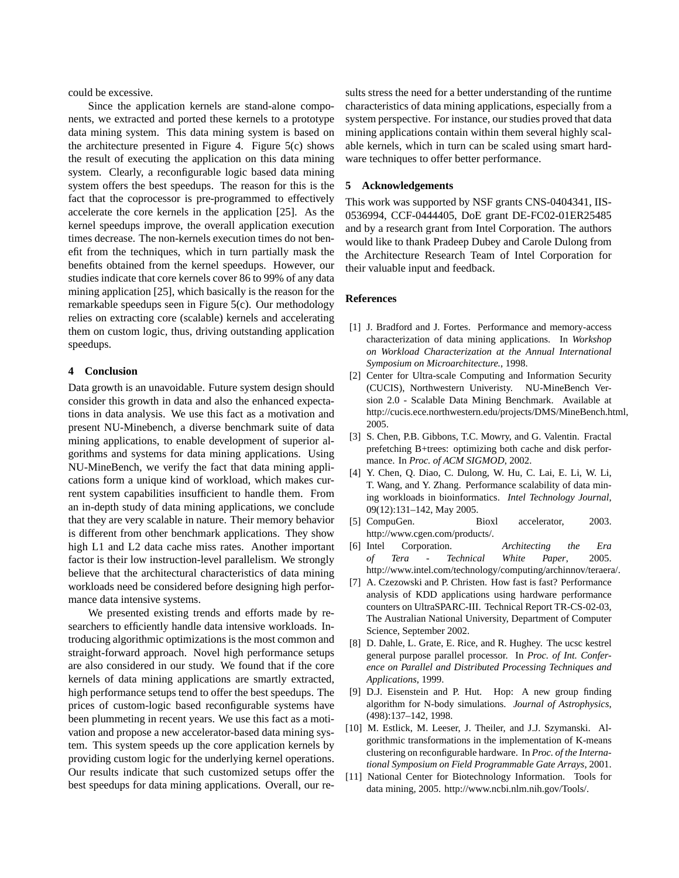could be excessive.

Since the application kernels are stand-alone components, we extracted and ported these kernels to a prototype data mining system. This data mining system is based on the architecture presented in Figure 4. Figure 5(c) shows the result of executing the application on this data mining system. Clearly, a reconfigurable logic based data mining system offers the best speedups. The reason for this is the fact that the coprocessor is pre-programmed to effectively accelerate the core kernels in the application [25]. As the kernel speedups improve, the overall application execution times decrease. The non-kernels execution times do not benefit from the techniques, which in turn partially mask the benefits obtained from the kernel speedups. However, our studies indicate that core kernels cover 86 to 99% of any data mining application [25], which basically is the reason for the remarkable speedups seen in Figure 5(c). Our methodology relies on extracting core (scalable) kernels and accelerating them on custom logic, thus, driving outstanding application speedups.

## 4 Conclusion

Data growth is an unavoidable. Future system design should consider this growth in data and also the enhanced expectations in data analysis. We use this fact as a motivation and present NU-Minebench, a diverse benchmark suite of data mining applications, to enable development of superior algorithms and systems for data mining applications. Using NU-MineBench, we verify the fact that data mining applications form a unique kind of workload, which makes current system capabilities insufficient to handle them. From an in-depth study of data mining applications, we conclude that they are very scalable in nature. Their memory behavior is different from other benchmark applications. They show high L1 and L2 data cache miss rates. Another important factor is their low instruction-level parallelism. We strongly believe that the architectural characteristics of data mining workloads need be considered before designing high performance data intensive systems.

We presented existing trends and efforts made by researchers to efficiently handle data intensive workloads. Introducing algorithmic optimizations is the most common and straight-forward approach. Novel high performance setups are also considered in our study. We found that if the core kernels of data mining applications are smartly extracted, high performance setups tend to offer the best speedups. The prices of custom-logic based reconfigurable systems have been plummeting in recent years. We use this fact as a motivation and propose a new accelerator-based data mining system. This system speeds up the core application kernels by providing custom logic for the underlying kernel operations. Our results indicate that such customized setups offer the best speedups for data mining applications. Overall, our results stress the need for a better understanding of the runtime characteristics of data mining applications, especially from a system perspective. For instance, our studies proved that data mining applications contain within them several highly scalable kernels, which in turn can be scaled using smart hardware techniques to offer better performance.

## 5 Acknowledgements

This work was supported by NSF grants CNS-0404341, IIS-0536994, CCF-0444405, DoE grant DE-FC02-01ER25485 and by a research grant from Intel Corporation. The authors would like to thank Pradeep Dubey and Carole Dulong from the Architecture Research Team of Intel Corporation for their valuable input and feedback.

## References

[1] J. Bradford and J. Fortes. Performance and memory-access characterization of data mining applications. In *Workshop on Workload Characterization at the Annual International Symposium on Microarchitecture.*, 1998.

[2] Center for Ultra-scale Computing and Information Security (CUCIS), Northwestern Univeristy. NU-MineBench Version 2.0 - Scalable Data Mining Benchmark. Available at http://cucis.ece.northwestern.edu/projects/DMS/MineBench.html, 2005.

[3] S. Chen, P.B. Gibbons, T.C. Mowry, and G. Valentin. Fractal prefetching B+trees: optimizing both cache and disk performance. In *Proc. of ACM SIGMOD*, 2002.

[4] Y. Chen, Q. Diao, C. Dulong, W. Hu, C. Lai, E. Li, W. Li, T. Wang, and Y. Zhang. Performance scalability of data mining workloads in bioinformatics. *Intel Technology Journal*, 09(12):131–142, May 2005.

[5] CompuGen. Bioxl accelerator, 2003. http://www.cgen.com/products/.

[6] Intel Corporation. *Architecting the Era of Tera - Technical White Paper*, 2005. http://www.intel.com/technology/computing/archinnov/teraera/.

[7] A. Czezowski and P. Christen. How fast is fast? Performance analysis of KDD applications using hardware performance counters on UltraSPARC-III. Technical Report TR-CS-02-03, The Australian National University, Department of Computer Science, September 2002.

[8] D. Dahle, L. Grate, E. Rice, and R. Hughey. The ucsc kestrel general purpose parallel processor. In *Proc. of Int. Conference on Parallel and Distributed Processing Techniques and Applications*, 1999.

[9] D.J. Eisenstein and P. Hut. Hop: A new group finding algorithm for N-body simulations. *Journal of Astrophysics*, (498):137–142, 1998.

[10] M. Estlick, M. Leeser, J. Theiler, and J.J. Szymanski. Algorithmic transformations in the implementation of K-means clustering on reconfigurable hardware. In *Proc. of the International Symposium on Field Programmable Gate Arrays*, 2001.

[11] National Center for Biotechnology Information. Tools for data mining, 2005. http://www.ncbi.nlm.nih.gov/Tools/.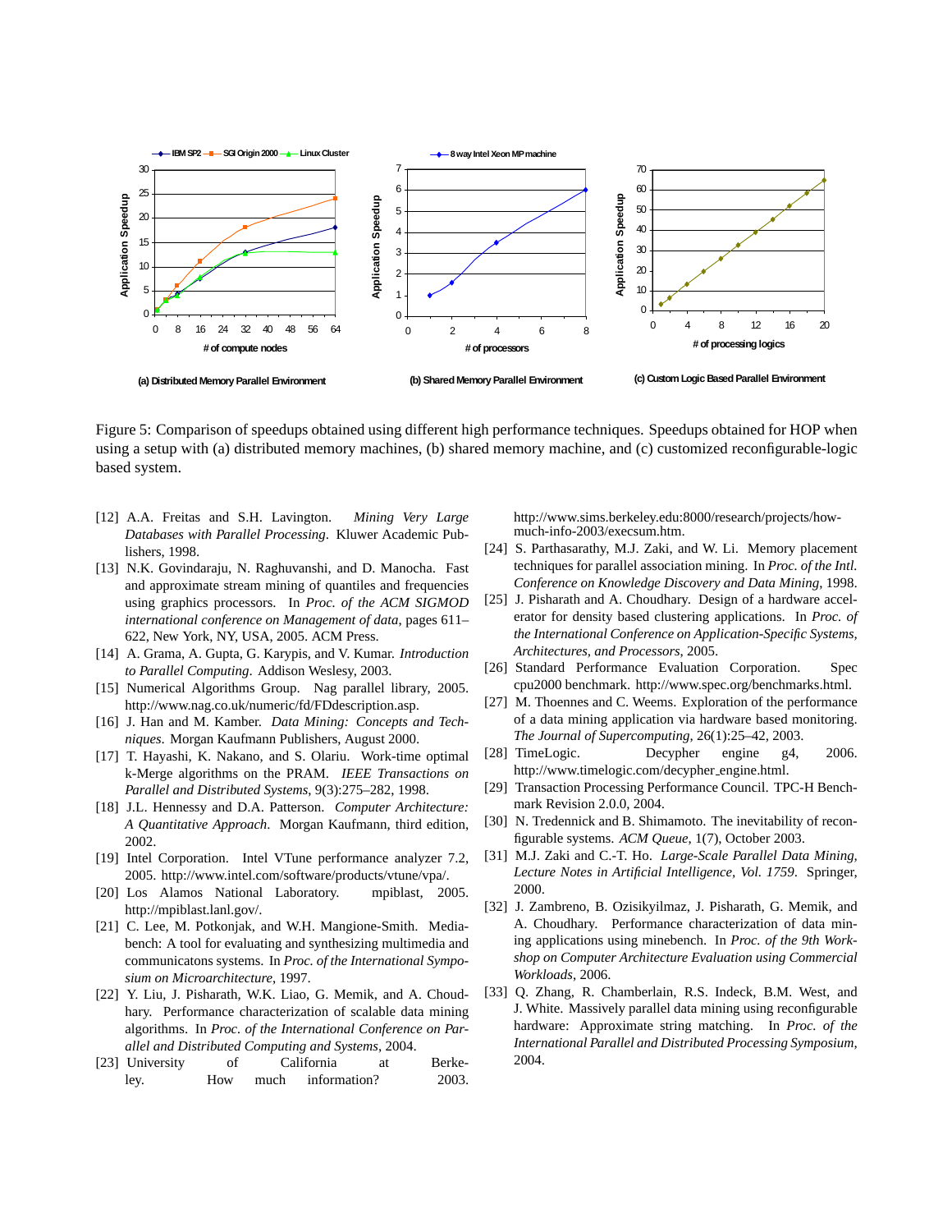IBM SP2 — SGI Origin 2000 — Linux Cluster

Application Speedup

30
25
20
15
10
5
0

0 8 16 24 32 40 48 56 64

# of compute nodes

(a) Distributed Memory Parallel Environment

8 way Intel Xeon MP machine

Application Speedup

7
6
5
4
3
2
1
0

0 2 4 6 8

# of processors

(b) Shared Memory Parallel Environment

Application Speedup

70
60
50
40
30
20
10
0

0 4 8 12 16 20

# of processing logics

(c) Custom Logic Based Parallel Environment

Figure 5: Comparison of speedups obtained using different high performance techniques. Speedups obtained for HOP when using a setup with (a) distributed memory machines, (b) shared memory machine, and (c) customized reconfigurable-logic based system.

[12] A.A. Freitas and S.H. Lavington. *Mining Very Large Databases with Parallel Processing*. Kluwer Academic Publishers, 1998.

[13] N.K. Govindaraju, N. Raghuvanshi, and D. Manocha. Fast and approximate stream mining of quantiles and frequencies using graphics processors. In *Proc. of the ACM SIGMOD international conference on Management of data*, pages 611–622, New York, NY, USA, 2005. ACM Press.

[14] A. Grama, A. Gupta, G. Karypis, and V. Kumar. *Introduction to Parallel Computing*. Addison Weslesy, 2003.

[15] Numerical Algorithms Group. Nag parallel library, 2005. http://www.nag.co.uk/numeric/fd/FDdescription.asp.

[16] J. Han and M. Kamber. *Data Mining: Concepts and Techniques*. Morgan Kaufmann Publishers, August 2000.

[17] T. Hayashi, K. Nakano, and S. Olariu. Work-time optimal k-Merge algorithms on the PRAM. *IEEE Transactions on Parallel and Distributed Systems*, 9(3):275–282, 1998.

[18] J.L. Hennessy and D.A. Patterson. *Computer Architecture: A Quantitative Approach*. Morgan Kaufmann, third edition, 2002.

[19] Intel Corporation. Intel VTune performance analyzer 7.2, 2005. http://www.intel.com/software/products/vtune/vpa/.

[20] Los Alamos National Laboratory. mpiblast, 2005. http://mpiblast.lanl.gov/.

[21] C. Lee, M. Potkonjak, and W.H. Mangione-Smith. Mediabench: A tool for evaluating and synthesizing multimedia and communicatons systems. In *Proc. of the International Symposium on Microarchitecture*, 1997.

[22] Y. Liu, J. Pisharath, W.K. Liao, G. Memik, and A. Choudhary. Performance characterization of scalable data mining algorithms. In *Proc. of the International Conference on Parallel and Distributed Computing and Systems*, 2004.

[23] University of California at Berkeley. How much information? 2003. http://www.sims.berkeley.edu:8000/research/projects/how-much-info-2003/execsum.htm.

[24] S. Parthasarathy, M.J. Zaki, and W. Li. Memory placement techniques for parallel association mining. In *Proc. of the Intl. Conference on Knowledge Discovery and Data Mining*, 1998.

[25] J. Pisharath and A. Choudhary. Design of a hardware accelerator for density based clustering applications. In *Proc. of the International Conference on Application-Specific Systems, Architectures, and Processors*, 2005.

[26] Standard Performance Evaluation Corporation. Spec cpu2000 benchmark. http://www.spec.org/benchmarks.html.

[27] M. Thoennes and C. Weems. Exploration of the performance of a data mining application via hardware based monitoring. *The Journal of Supercomputing*, 26(1):25–42, 2003.

[28] TimeLogic. Decypher engine g4, 2006. http://www.timelogic.com/decypher_engine.html.

[29] Transaction Processing Performance Council. TPC-H Benchmark Revision 2.0.0, 2004.

[30] N. Tredennick and B. Shimamoto. The inevitability of reconfigurable systems. *ACM Queue*, 1(7), October 2003.

[31] M.J. Zaki and C.-T. Ho. *Large-Scale Parallel Data Mining, Lecture Notes in Artificial Intelligence, Vol. 1759*. Springer, 2000.

[32] J. Zambreno, B. Ozisikyilmaz, J. Pisharath, G. Memik, and A. Choudhary. Performance characterization of data mining applications using minebench. In *Proc. of the 9th Workshop on Computer Architecture Evaluation using Commercial Workloads*, 2006.

[33] Q. Zhang, R. Chamberlain, R.S. Indeck, B.M. West, and J. White. Massively parallel data mining using reconfigurable hardware: Approximate string matching. In *Proc. of the International Parallel and Distributed Processing Symposium*, 2004.